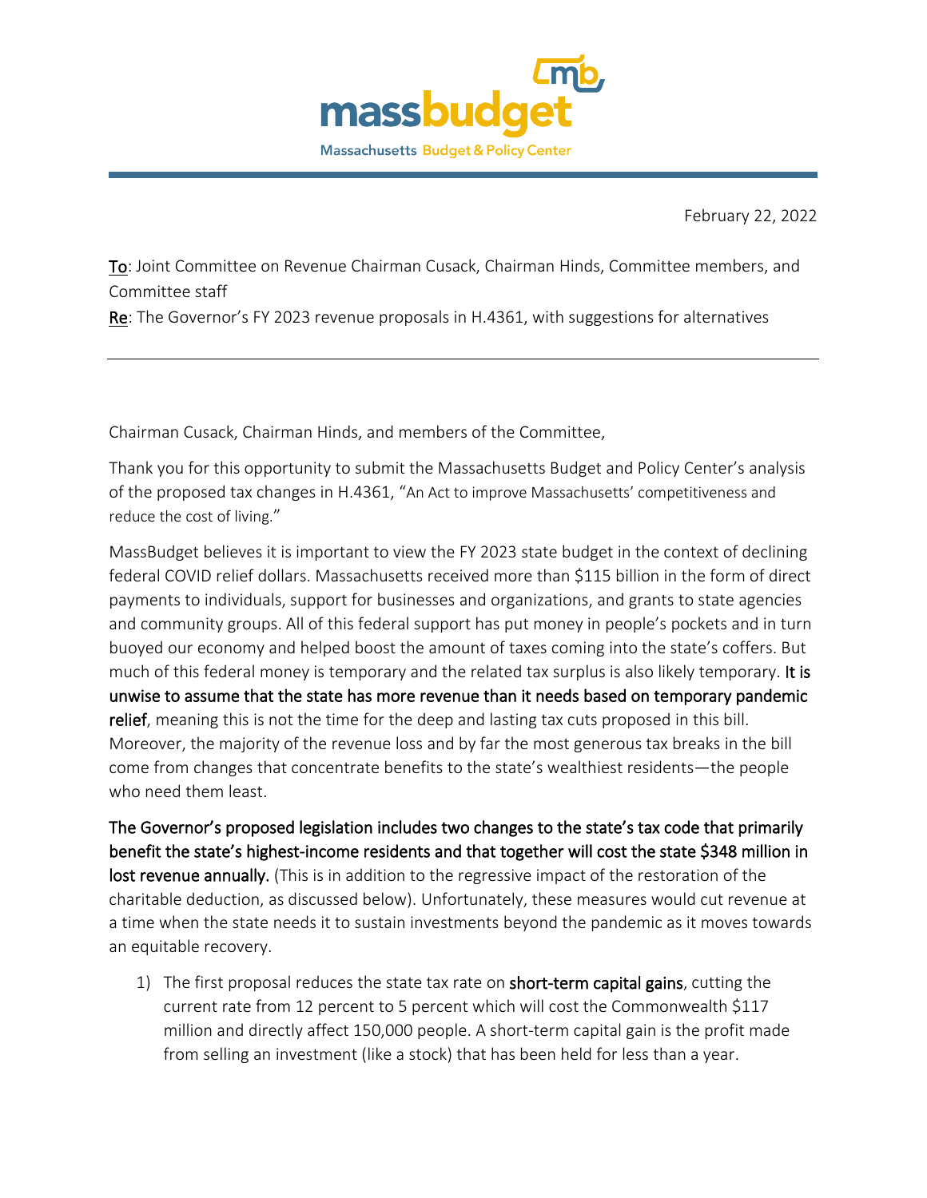massbudget

Massachusetts Budget & Policy Center

February 22, 2022

To: Joint Committee on Revenue Chairman Cusack, Chairman Hinds, Committee members, and Committee staff
Re: The Governor's FY 2023 revenue proposals in H.4361, with suggestions for alternatives

---

Chairman Cusack, Chairman Hinds, and members of the Committee,

Thank you for this opportunity to submit the Massachusetts Budget and Policy Center's analysis of the proposed tax changes in H.4361, "An Act to improve Massachusetts' competitiveness and reduce the cost of living."

MassBudget believes it is important to view the FY 2023 state budget in the context of declining federal COVID relief dollars. Massachusetts received more than $115 billion in the form of direct payments to individuals, support for businesses and organizations, and grants to state agencies and community groups. All of this federal support has put money in people's pockets and in turn buoyed our economy and helped boost the amount of taxes coming into the state's coffers. But much of this federal money is temporary and the related tax surplus is also likely temporary. **It is unwise to assume that the state has more revenue than it needs based on temporary pandemic relief**, meaning this is not the time for the deep and lasting tax cuts proposed in this bill. Moreover, the majority of the revenue loss and by far the most generous tax breaks in the bill come from changes that concentrate benefits to the state's wealthiest residents—the people who need them least.

**The Governor's proposed legislation includes two changes to the state's tax code that primarily benefit the state's highest-income residents and that together will cost the state $348 million in lost revenue annually.** (This is in addition to the regressive impact of the restoration of the charitable deduction, as discussed below). Unfortunately, these measures would cut revenue at a time when the state needs it to sustain investments beyond the pandemic as it moves towards an equitable recovery.

1) The first proposal reduces the state tax rate on **short-term capital gains**, cutting the current rate from 12 percent to 5 percent which will cost the Commonwealth $117 million and directly affect 150,000 people. A short-term capital gain is the profit made from selling an investment (like a stock) that has been held for less than a year.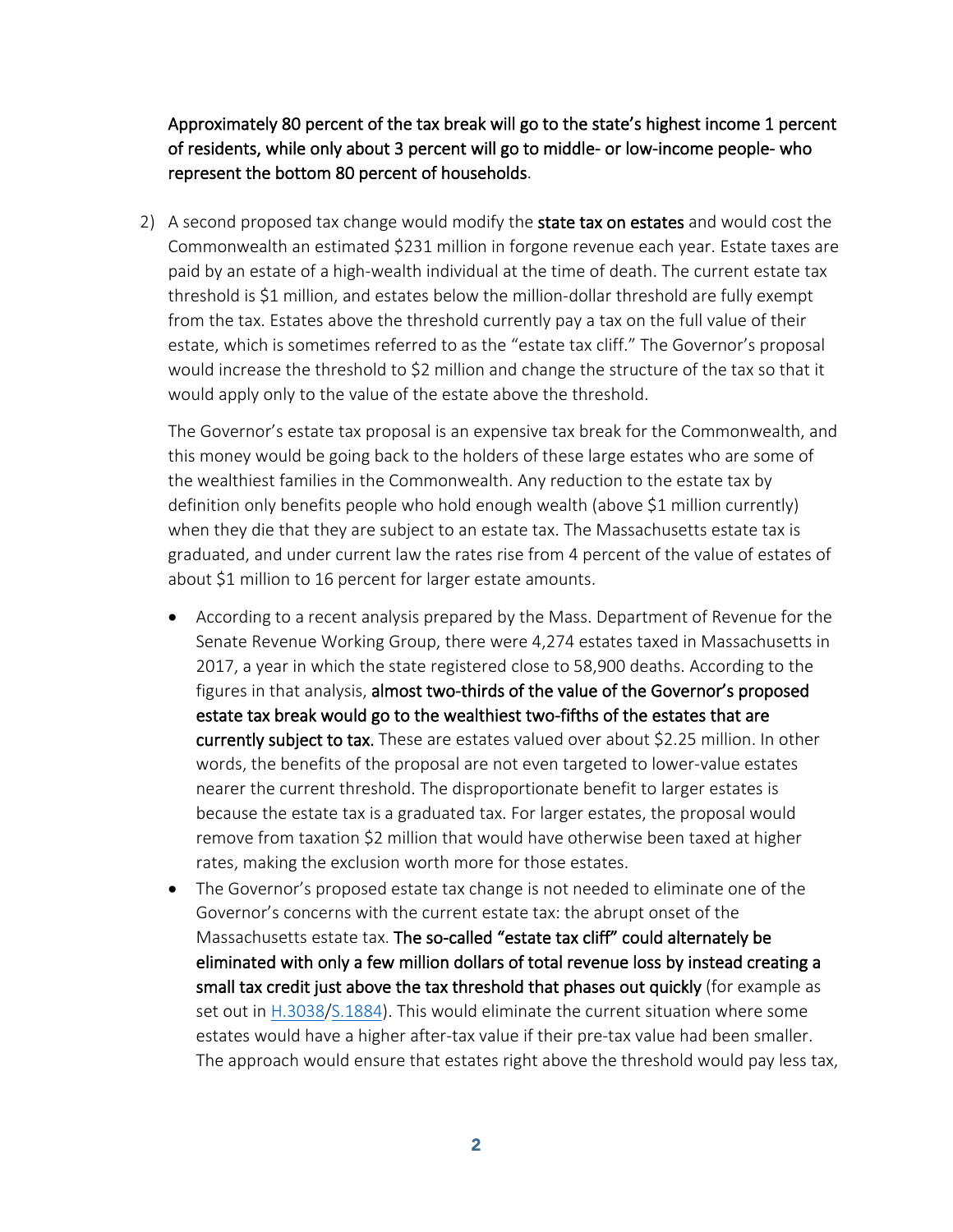**Approximately 80 percent of the tax break will go to the state's highest income 1 percent of residents, while only about 3 percent will go to middle- or low-income people- who represent the bottom 80 percent of households**.

2) A second proposed tax change would modify the **state tax on estates** and would cost the Commonwealth an estimated $231 million in forgone revenue each year. Estate taxes are paid by an estate of a high-wealth individual at the time of death. The current estate tax threshold is $1 million, and estates below the million-dollar threshold are fully exempt from the tax. Estates above the threshold currently pay a tax on the full value of their estate, which is sometimes referred to as the "estate tax cliff." The Governor's proposal would increase the threshold to $2 million and change the structure of the tax so that it would apply only to the value of the estate above the threshold.

   The Governor's estate tax proposal is an expensive tax break for the Commonwealth, and this money would be going back to the holders of these large estates who are some of the wealthiest families in the Commonwealth. Any reduction to the estate tax by definition only benefits people who hold enough wealth (above $1 million currently) when they die that they are subject to an estate tax. The Massachusetts estate tax is graduated, and under current law the rates rise from 4 percent of the value of estates of about $1 million to 16 percent for larger estate amounts.

   - According to a recent analysis prepared by the Mass. Department of Revenue for the Senate Revenue Working Group, there were 4,274 estates taxed in Massachusetts in 2017, a year in which the state registered close to 58,900 deaths. According to the figures in that analysis, **almost two-thirds of the value of the Governor's proposed estate tax break would go to the wealthiest two-fifths of the estates that are currently subject to tax.** These are estates valued over about $2.25 million. In other words, the benefits of the proposal are not even targeted to lower-value estates nearer the current threshold. The disproportionate benefit to larger estates is because the estate tax is a graduated tax. For larger estates, the proposal would remove from taxation $2 million that would have otherwise been taxed at higher rates, making the exclusion worth more for those estates.
   - The Governor's proposed estate tax change is not needed to eliminate one of the Governor's concerns with the current estate tax: the abrupt onset of the Massachusetts estate tax. **The so-called "estate tax cliff" could alternately be eliminated with only a few million dollars of total revenue loss by instead creating a small tax credit just above the tax threshold that phases out quickly** (for example as set out in H.3038/S.1884). This would eliminate the current situation where some estates would have a higher after-tax value if their pre-tax value had been smaller. The approach would ensure that estates right above the threshold would pay less tax,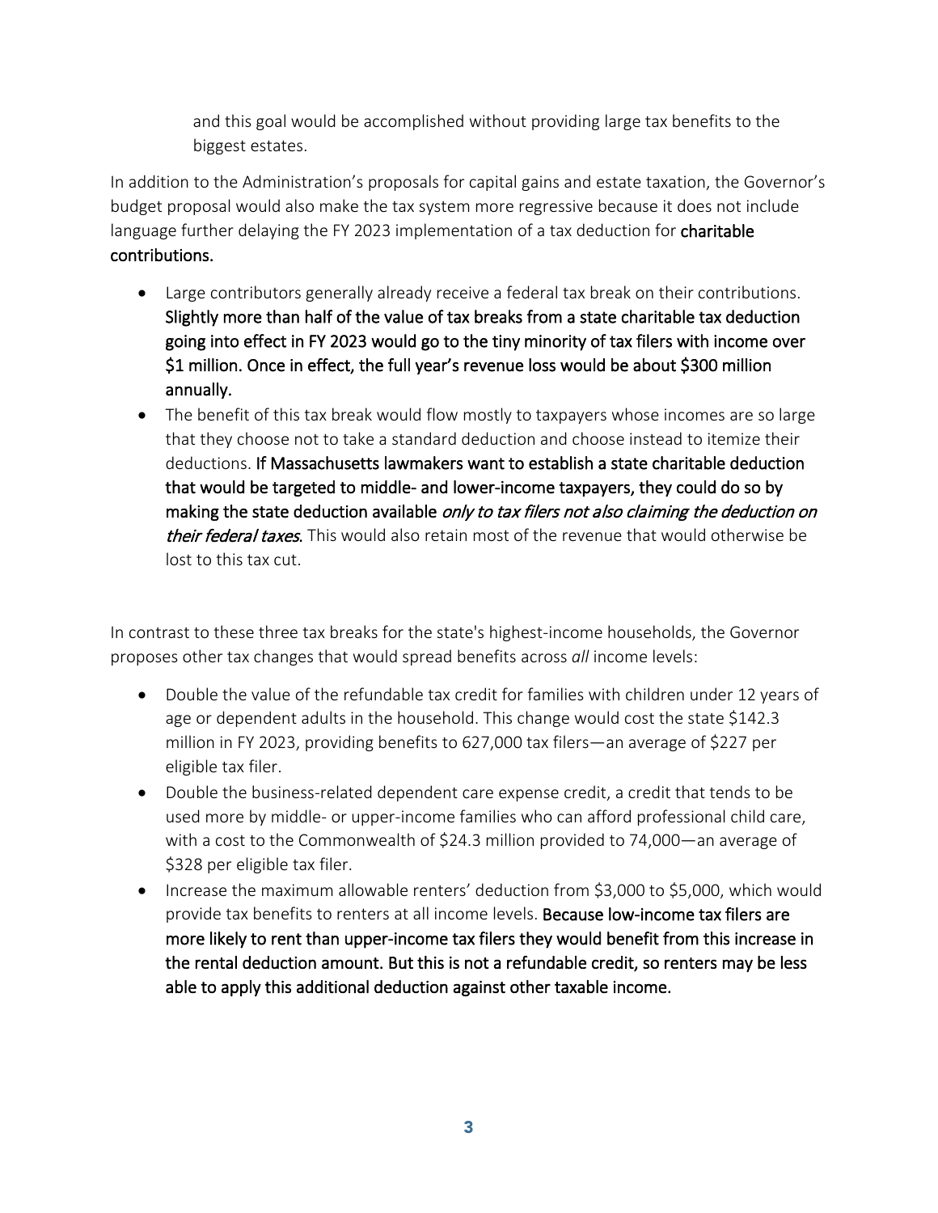and this goal would be accomplished without providing large tax benefits to the biggest estates.

In addition to the Administration's proposals for capital gains and estate taxation, the Governor's budget proposal would also make the tax system more regressive because it does not include language further delaying the FY 2023 implementation of a tax deduction for charitable contributions.

- Large contributors generally already receive a federal tax break on their contributions. Slightly more than half of the value of tax breaks from a state charitable tax deduction going into effect in FY 2023 would go to the tiny minority of tax filers with income over $1 million. Once in effect, the full year's revenue loss would be about $300 million annually.
- The benefit of this tax break would flow mostly to taxpayers whose incomes are so large that they choose not to take a standard deduction and choose instead to itemize their deductions. If Massachusetts lawmakers want to establish a state charitable deduction that would be targeted to middle- and lower-income taxpayers, they could do so by making the state deduction available *only to tax filers not also claiming the deduction on their federal taxes*. This would also retain most of the revenue that would otherwise be lost to this tax cut.

In contrast to these three tax breaks for the state's highest-income households, the Governor proposes other tax changes that would spread benefits across *all* income levels:

- Double the value of the refundable tax credit for families with children under 12 years of age or dependent adults in the household. This change would cost the state $142.3 million in FY 2023, providing benefits to 627,000 tax filers—an average of $227 per eligible tax filer.
- Double the business-related dependent care expense credit, a credit that tends to be used more by middle- or upper-income families who can afford professional child care, with a cost to the Commonwealth of $24.3 million provided to 74,000—an average of $328 per eligible tax filer.
- Increase the maximum allowable renters' deduction from $3,000 to $5,000, which would provide tax benefits to renters at all income levels. Because low-income tax filers are more likely to rent than upper-income tax filers they would benefit from this increase in the rental deduction amount. But this is not a refundable credit, so renters may be less able to apply this additional deduction against other taxable income.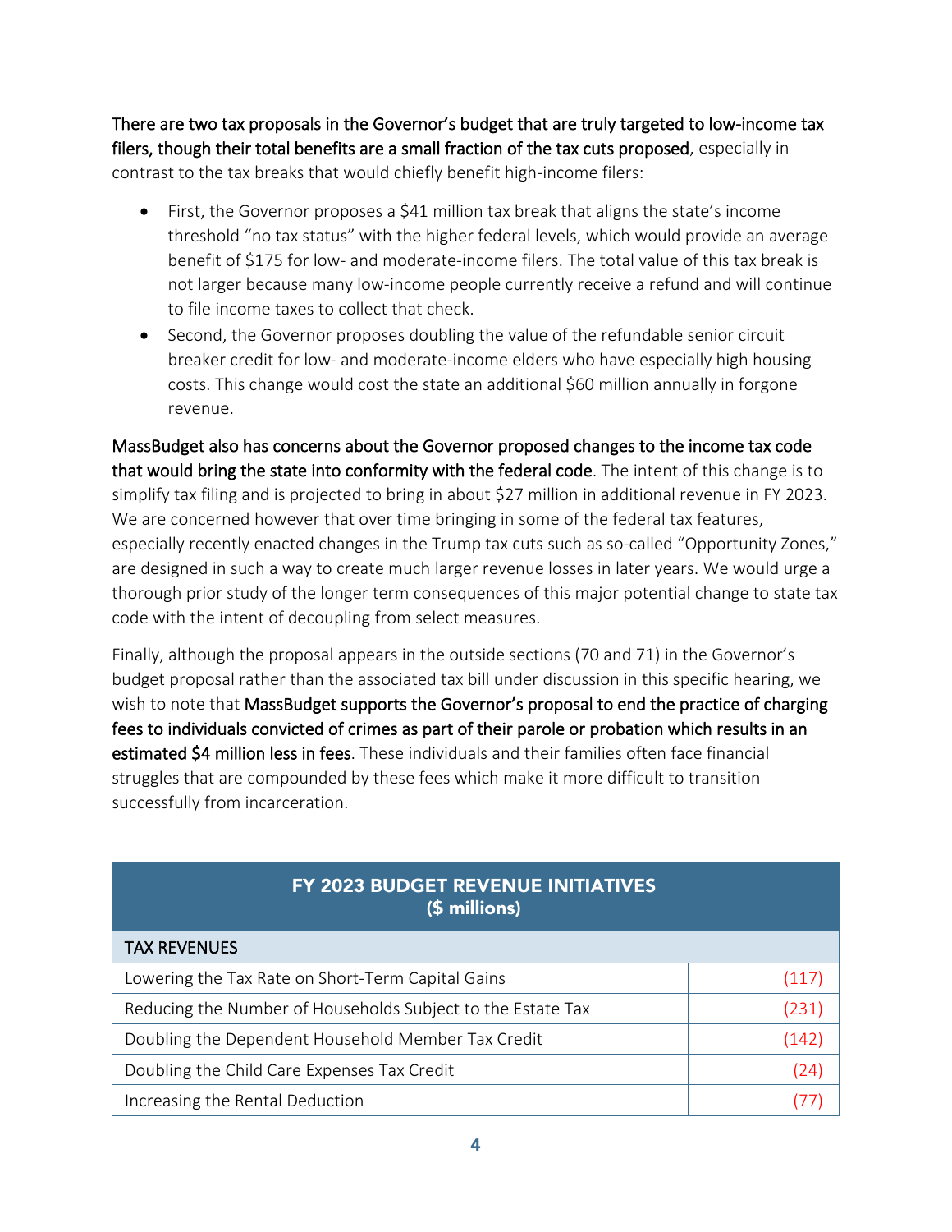**There are two tax proposals in the Governor's budget that are truly targeted to low-income tax filers, though their total benefits are a small fraction of the tax cuts proposed**, especially in contrast to the tax breaks that would chiefly benefit high-income filers:

- First, the Governor proposes a $41 million tax break that aligns the state's income threshold "no tax status" with the higher federal levels, which would provide an average benefit of $175 for low- and moderate-income filers. The total value of this tax break is not larger because many low-income people currently receive a refund and will continue to file income taxes to collect that check.
- Second, the Governor proposes doubling the value of the refundable senior circuit breaker credit for low- and moderate-income elders who have especially high housing costs. This change would cost the state an additional $60 million annually in forgone revenue.

**MassBudget also has concerns about the Governor proposed changes to the income tax code that would bring the state into conformity with the federal code**. The intent of this change is to simplify tax filing and is projected to bring in about $27 million in additional revenue in FY 2023. We are concerned however that over time bringing in some of the federal tax features, especially recently enacted changes in the Trump tax cuts such as so-called "Opportunity Zones," are designed in such a way to create much larger revenue losses in later years. We would urge a thorough prior study of the longer term consequences of this major potential change to state tax code with the intent of decoupling from select measures.

Finally, although the proposal appears in the outside sections (70 and 71) in the Governor's budget proposal rather than the associated tax bill under discussion in this specific hearing, we wish to note that **MassBudget supports the Governor's proposal to end the practice of charging fees to individuals convicted of crimes as part of their parole or probation which results in an estimated $4 million less in fees**. These individuals and their families often face financial struggles that are compounded by these fees which make it more difficult to transition successfully from incarceration.

| FY 2023 BUDGET REVENUE INITIATIVES ($ millions) | |
|---|---|
| TAX REVENUES | |
| Lowering the Tax Rate on Short-Term Capital Gains | (117) |
| Reducing the Number of Households Subject to the Estate Tax | (231) |
| Doubling the Dependent Household Member Tax Credit | (142) |
| Doubling the Child Care Expenses Tax Credit | (24) |
| Increasing the Rental Deduction | (77) |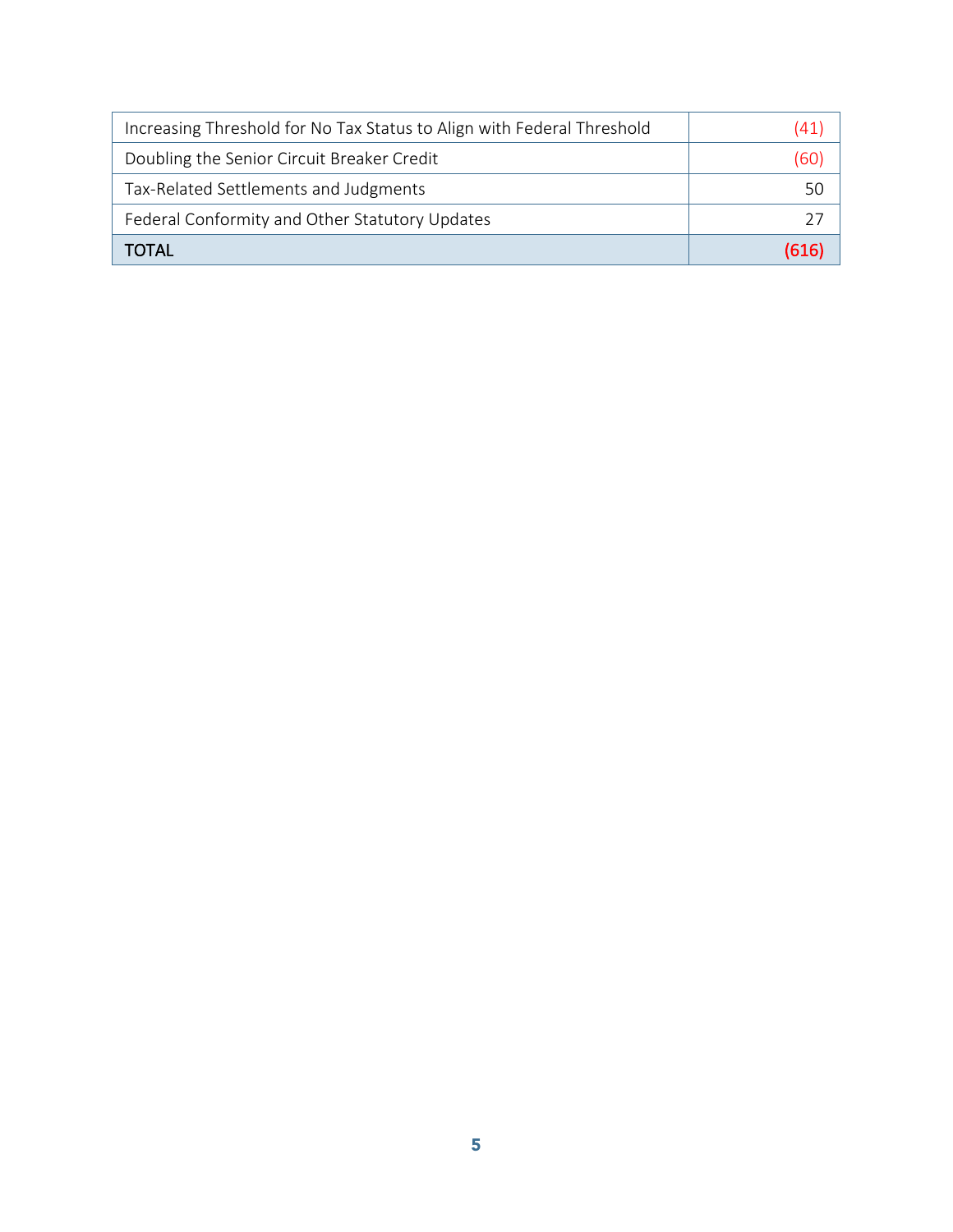| | |
|---|---|
| Increasing Threshold for No Tax Status to Align with Federal Threshold | (41) |
| Doubling the Senior Circuit Breaker Credit | (60) |
| Tax-Related Settlements and Judgments | 50 |
| Federal Conformity and Other Statutory Updates | 27 |
| **TOTAL** | **(616)** |